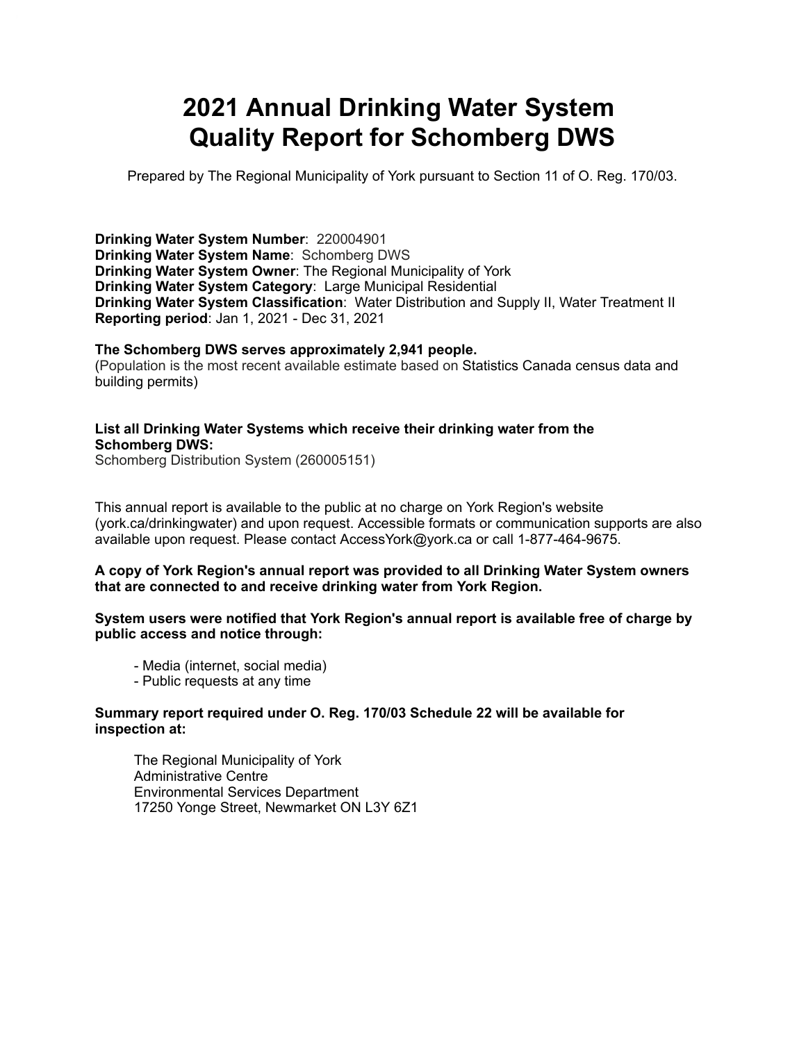# 2021 Annual Drinking Water System Quality Report for Schomberg DWS

Prepared by The Regional Municipality of York pursuant to Section 11 of O. Reg. 170/03.

**Drinking Water System Number**: 220004901
**Drinking Water System Name**: Schomberg DWS
**Drinking Water System Owner**: The Regional Municipality of York
**Drinking Water System Category**: Large Municipal Residential
**Drinking Water System Classification**: Water Distribution and Supply II, Water Treatment II
**Reporting period**: Jan 1, 2021 - Dec 31, 2021

**The Schomberg DWS serves approximately 2,941 people.**
(Population is the most recent available estimate based on Statistics Canada census data and building permits)

**List all Drinking Water Systems which receive their drinking water from the Schomberg DWS:**
Schomberg Distribution System (260005151)

This annual report is available to the public at no charge on York Region's website (york.ca/drinkingwater) and upon request. Accessible formats or communication supports are also available upon request. Please contact AccessYork@york.ca or call 1-877-464-9675.

**A copy of York Region's annual report was provided to all Drinking Water System owners that are connected to and receive drinking water from York Region.**

**System users were notified that York Region's annual report is available free of charge by public access and notice through:**

- Media (internet, social media)
- Public requests at any time

**Summary report required under O. Reg. 170/03 Schedule 22 will be available for inspection at:**

The Regional Municipality of York
Administrative Centre
Environmental Services Department
17250 Yonge Street, Newmarket ON L3Y 6Z1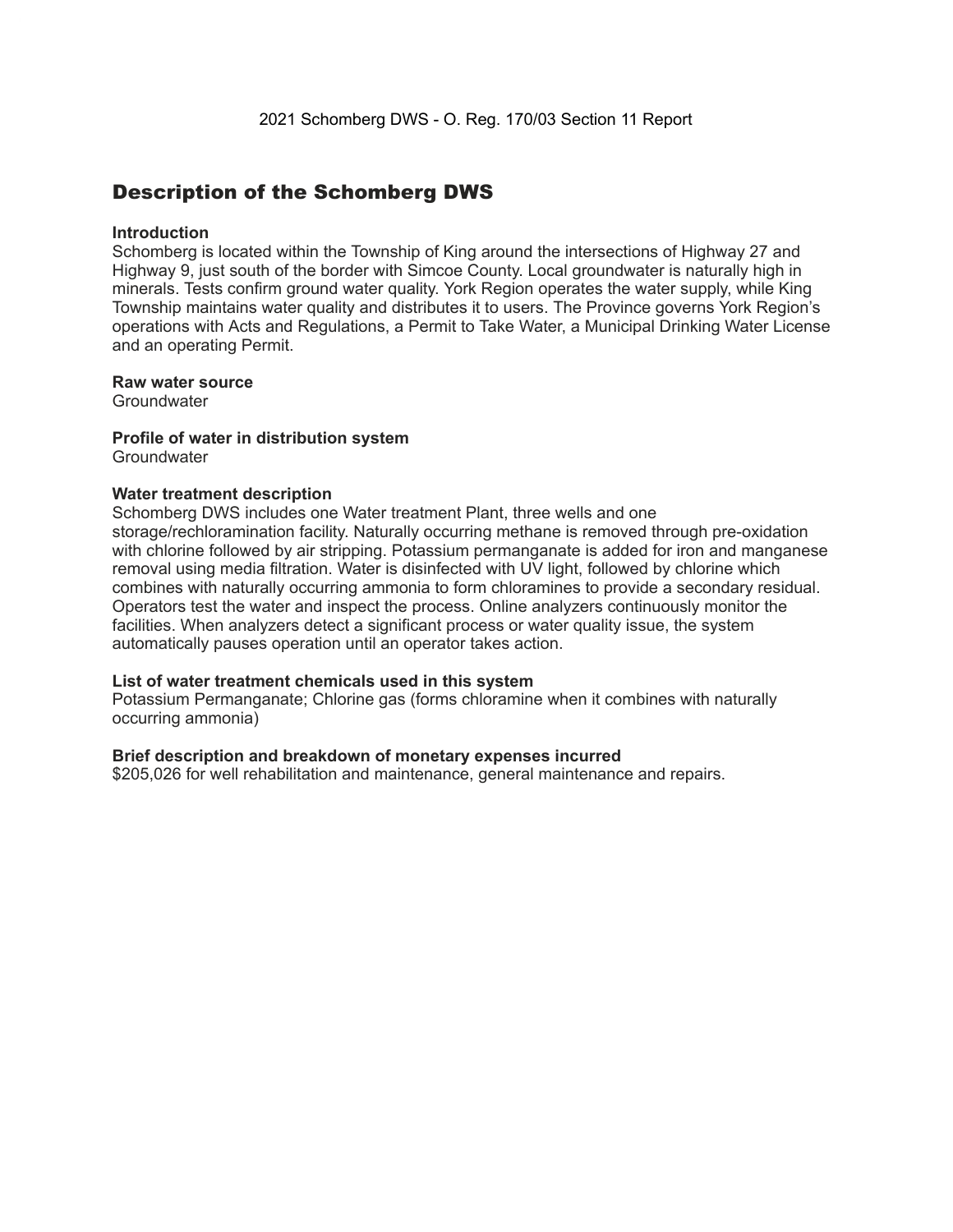2021 Schomberg DWS - O. Reg. 170/03 Section 11 Report

## Description of the Schomberg DWS

**Introduction**
Schomberg is located within the Township of King around the intersections of Highway 27 and Highway 9, just south of the border with Simcoe County. Local groundwater is naturally high in minerals. Tests confirm ground water quality. York Region operates the water supply, while King Township maintains water quality and distributes it to users. The Province governs York Region's operations with Acts and Regulations, a Permit to Take Water, a Municipal Drinking Water License and an operating Permit.

**Raw water source**
Groundwater

**Profile of water in distribution system**
Groundwater

**Water treatment description**
Schomberg DWS includes one Water treatment Plant, three wells and one storage/rechloramination facility. Naturally occurring methane is removed through pre-oxidation with chlorine followed by air stripping. Potassium permanganate is added for iron and manganese removal using media filtration. Water is disinfected with UV light, followed by chlorine which combines with naturally occurring ammonia to form chloramines to provide a secondary residual. Operators test the water and inspect the process. Online analyzers continuously monitor the facilities. When analyzers detect a significant process or water quality issue, the system automatically pauses operation until an operator takes action.

**List of water treatment chemicals used in this system**
Potassium Permanganate; Chlorine gas (forms chloramine when it combines with naturally occurring ammonia)

**Brief description and breakdown of monetary expenses incurred**
$205,026 for well rehabilitation and maintenance, general maintenance and repairs.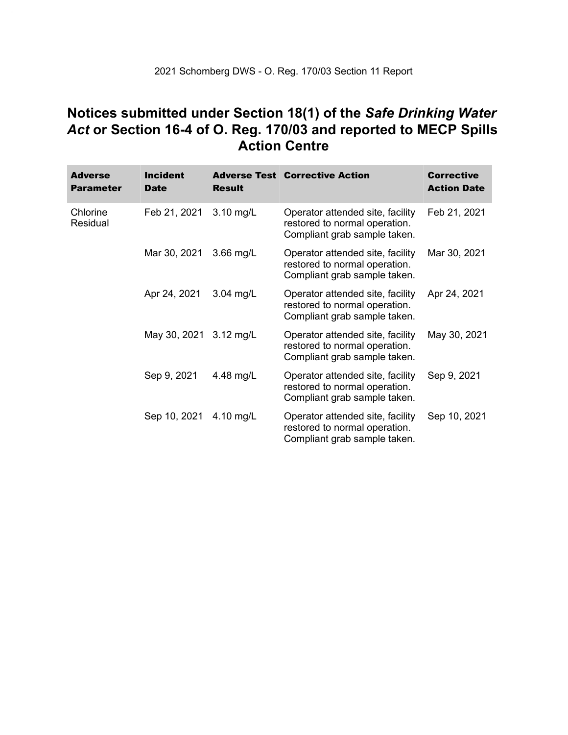## Notices submitted under Section 18(1) of the *Safe Drinking Water Act* or Section 16-4 of O. Reg. 170/03 and reported to MECP Spills Action Centre

| Adverse Parameter | Incident Date | Adverse Test Result | Corrective Action | Corrective Action Date |
|---|---|---|---|---|
| Chlorine Residual | Feb 21, 2021 | 3.10 mg/L | Operator attended site, facility restored to normal operation. Compliant grab sample taken. | Feb 21, 2021 |
| | Mar 30, 2021 | 3.66 mg/L | Operator attended site, facility restored to normal operation. Compliant grab sample taken. | Mar 30, 2021 |
| | Apr 24, 2021 | 3.04 mg/L | Operator attended site, facility restored to normal operation. Compliant grab sample taken. | Apr 24, 2021 |
| | May 30, 2021 | 3.12 mg/L | Operator attended site, facility restored to normal operation. Compliant grab sample taken. | May 30, 2021 |
| | Sep 9, 2021 | 4.48 mg/L | Operator attended site, facility restored to normal operation. Compliant grab sample taken. | Sep 9, 2021 |
| | Sep 10, 2021 | 4.10 mg/L | Operator attended site, facility restored to normal operation. Compliant grab sample taken. | Sep 10, 2021 |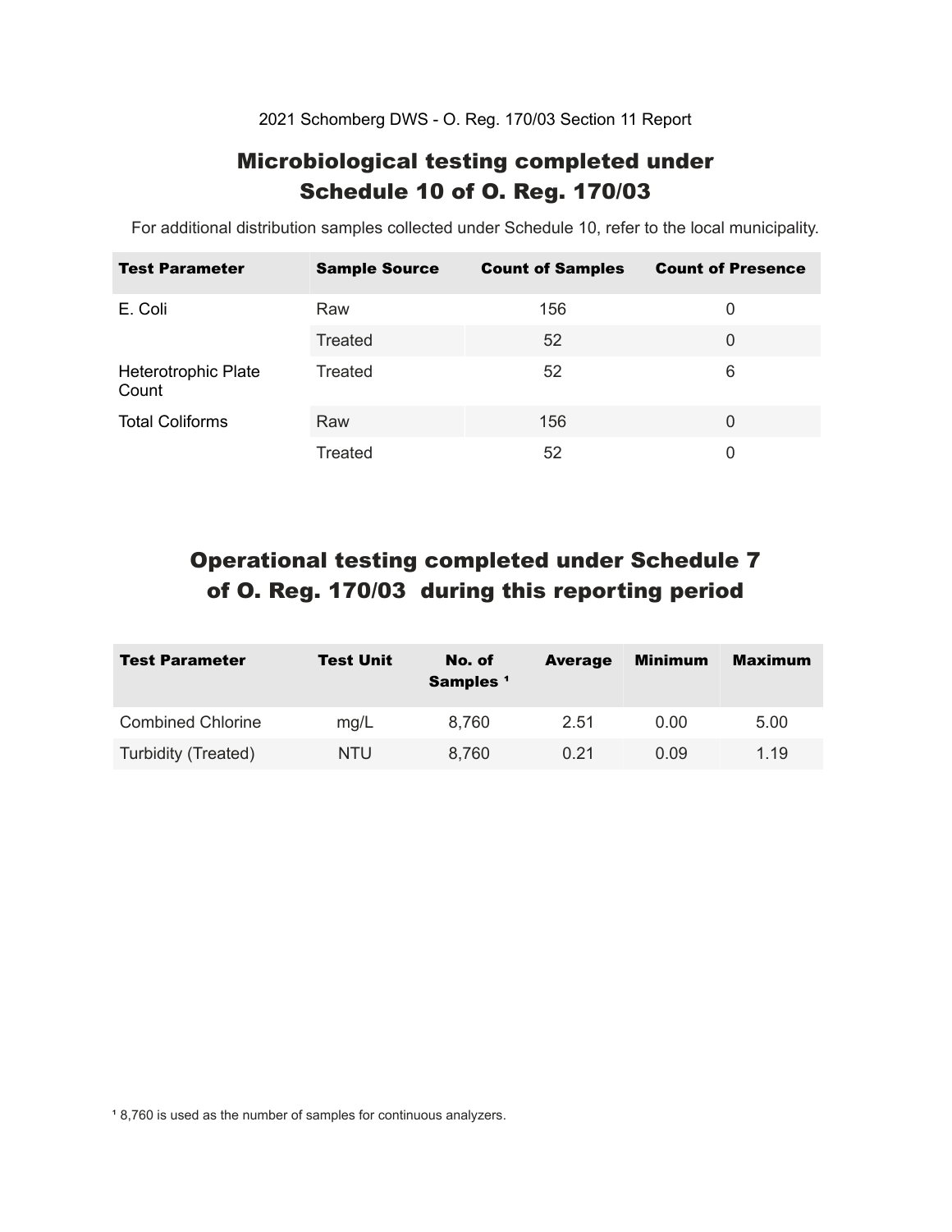2021 Schomberg DWS - O. Reg. 170/03 Section 11 Report

## Microbiological testing completed under Schedule 10 of O. Reg. 170/03

For additional distribution samples collected under Schedule 10, refer to the local municipality.

| Test Parameter | Sample Source | Count of Samples | Count of Presence |
|---|---|---|---|
| E. Coli | Raw | 156 | 0 |
| | Treated | 52 | 0 |
| Heterotrophic Plate Count | Treated | 52 | 6 |
| Total Coliforms | Raw | 156 | 0 |
| | Treated | 52 | 0 |

## Operational testing completed under Schedule 7 of O. Reg. 170/03 during this reporting period

| Test Parameter | Test Unit | No. of Samples [1] | Average | Minimum | Maximum |
|---|---|---|---|---|---|
| Combined Chlorine | mg/L | 8,760 | 2.51 | 0.00 | 5.00 |
| Turbidity (Treated) | NTU | 8,760 | 0.21 | 0.09 | 1.19 |

[1] 8,760 is used as the number of samples for continuous analyzers.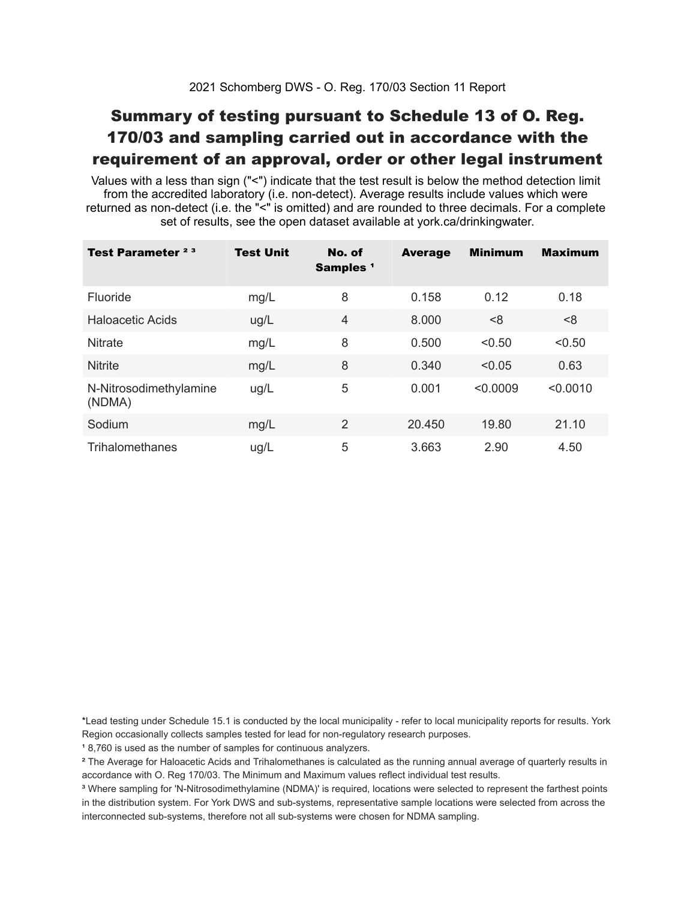2021 Schomberg DWS - O. Reg. 170/03 Section 11 Report

# Summary of testing pursuant to Schedule 13 of O. Reg. 170/03 and sampling carried out in accordance with the requirement of an approval, order or other legal instrument

Values with a less than sign ("<") indicate that the test result is below the method detection limit from the accredited laboratory (i.e. non-detect). Average results include values which were returned as non-detect (i.e. the "<" is omitted) and are rounded to three decimals. For a complete set of results, see the open dataset available at york.ca/drinkingwater.

| Test Parameter [2] [3] | Test Unit | No. of Samples [1] | Average | Minimum | Maximum |
|---|---|---|---|---|---|
| Fluoride | mg/L | 8 | 0.158 | 0.12 | 0.18 |
| Haloacetic Acids | ug/L | 4 | 8.000 | <8 | <8 |
| Nitrate | mg/L | 8 | 0.500 | <0.50 | <0.50 |
| Nitrite | mg/L | 8 | 0.340 | <0.05 | 0.63 |
| N-Nitrosodimethylamine (NDMA) | ug/L | 5 | 0.001 | <0.0009 | <0.0010 |
| Sodium | mg/L | 2 | 20.450 | 19.80 | 21.10 |
| Trihalomethanes | ug/L | 5 | 3.663 | 2.90 | 4.50 |

*Lead testing under Schedule 15.1 is conducted by the local municipality - refer to local municipality reports for results. York Region occasionally collects samples tested for lead for non-regulatory research purposes.

[1] 8,760 is used as the number of samples for continuous analyzers.

[2] The Average for Haloacetic Acids and Trihalomethanes is calculated as the running annual average of quarterly results in accordance with O. Reg 170/03. The Minimum and Maximum values reflect individual test results.

[3] Where sampling for 'N-Nitrosodimethylamine (NDMA)' is required, locations were selected to represent the farthest points in the distribution system. For York DWS and sub-systems, representative sample locations were selected from across the interconnected sub-systems, therefore not all sub-systems were chosen for NDMA sampling.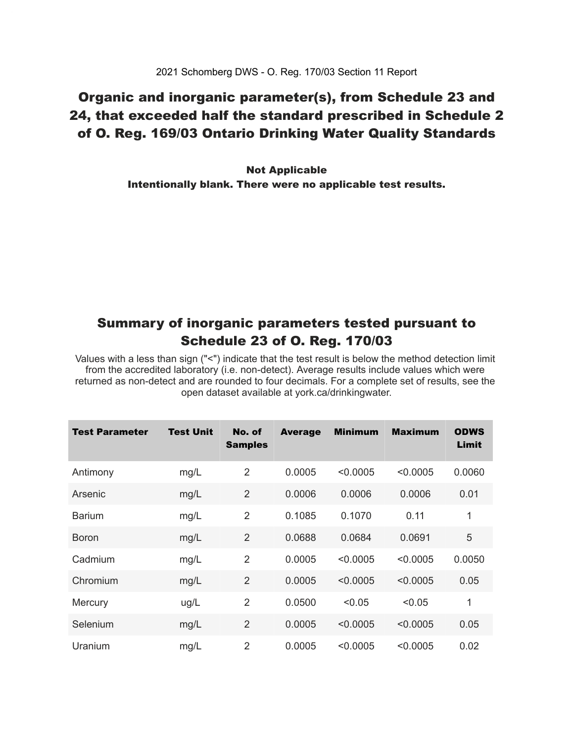2021 Schomberg DWS - O. Reg. 170/03 Section 11 Report

## Organic and inorganic parameter(s), from Schedule 23 and 24, that exceeded half the standard prescribed in Schedule 2 of O. Reg. 169/03 Ontario Drinking Water Quality Standards

**Not Applicable**
**Intentionally blank. There were no applicable test results.**

## Summary of inorganic parameters tested pursuant to Schedule 23 of O. Reg. 170/03

Values with a less than sign ("<") indicate that the test result is below the method detection limit from the accredited laboratory (i.e. non-detect). Average results include values which were returned as non-detect and are rounded to four decimals. For a complete set of results, see the open dataset available at york.ca/drinkingwater.

| Test Parameter | Test Unit | No. of Samples | Average | Minimum | Maximum | ODWS Limit |
|---|---|---|---|---|---|---|
| Antimony | mg/L | 2 | 0.0005 | <0.0005 | <0.0005 | 0.0060 |
| Arsenic | mg/L | 2 | 0.0006 | 0.0006 | 0.0006 | 0.01 |
| Barium | mg/L | 2 | 0.1085 | 0.1070 | 0.11 | 1 |
| Boron | mg/L | 2 | 0.0688 | 0.0684 | 0.0691 | 5 |
| Cadmium | mg/L | 2 | 0.0005 | <0.0005 | <0.0005 | 0.0050 |
| Chromium | mg/L | 2 | 0.0005 | <0.0005 | <0.0005 | 0.05 |
| Mercury | ug/L | 2 | 0.0500 | <0.05 | <0.05 | 1 |
| Selenium | mg/L | 2 | 0.0005 | <0.0005 | <0.0005 | 0.05 |
| Uranium | mg/L | 2 | 0.0005 | <0.0005 | <0.0005 | 0.02 |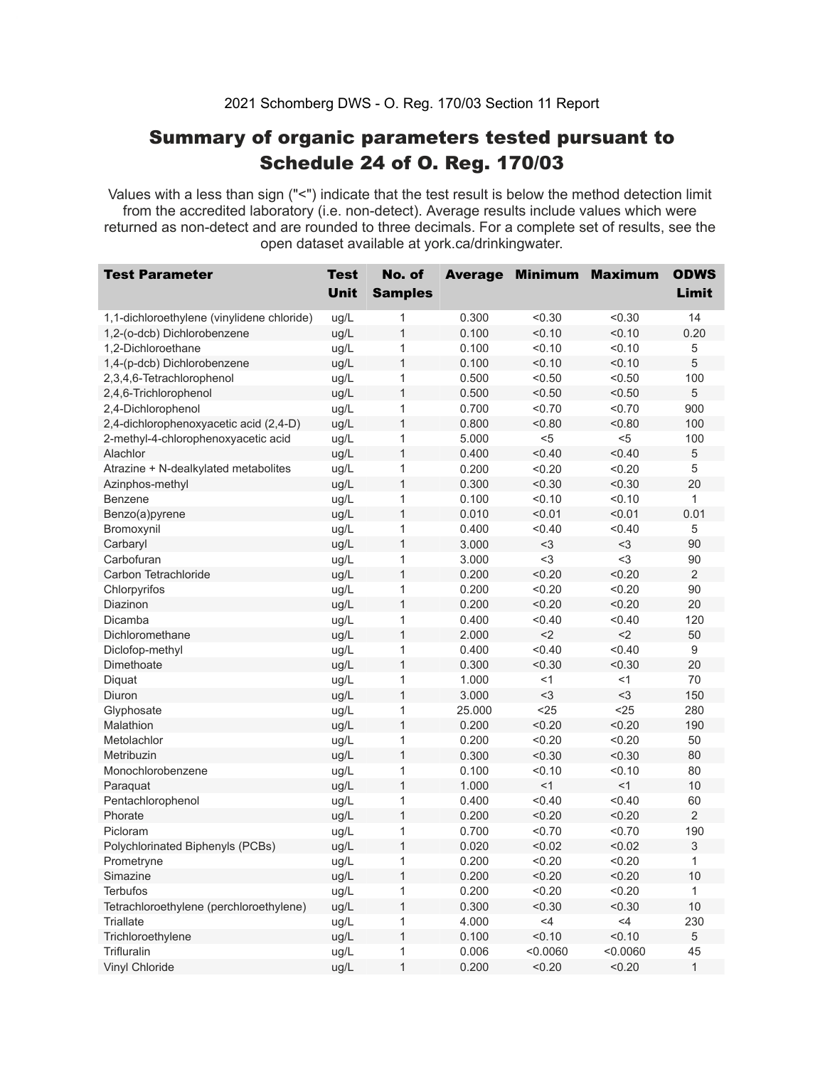2021 Schomberg DWS - O. Reg. 170/03 Section 11 Report

# Summary of organic parameters tested pursuant to Schedule 24 of O. Reg. 170/03

Values with a less than sign ("<") indicate that the test result is below the method detection limit from the accredited laboratory (i.e. non-detect). Average results include values which were returned as non-detect and are rounded to three decimals. For a complete set of results, see the open dataset available at york.ca/drinkingwater.

| Test Parameter | Test Unit | No. of Samples | Average | Minimum | Maximum | ODWS Limit |
|---|---|---|---|---|---|---|
| 1,1-dichloroethylene (vinylidene chloride) | ug/L | 1 | 0.300 | <0.30 | <0.30 | 14 |
| 1,2-(o-dcb) Dichlorobenzene | ug/L | 1 | 0.100 | <0.10 | <0.10 | 0.20 |
| 1,2-Dichloroethane | ug/L | 1 | 0.100 | <0.10 | <0.10 | 5 |
| 1,4-(p-dcb) Dichlorobenzene | ug/L | 1 | 0.100 | <0.10 | <0.10 | 5 |
| 2,3,4,6-Tetrachlorophenol | ug/L | 1 | 0.500 | <0.50 | <0.50 | 100 |
| 2,4,6-Trichlorophenol | ug/L | 1 | 0.500 | <0.50 | <0.50 | 5 |
| 2,4-Dichlorophenol | ug/L | 1 | 0.700 | <0.70 | <0.70 | 900 |
| 2,4-dichlorophenoxyacetic acid (2,4-D) | ug/L | 1 | 0.800 | <0.80 | <0.80 | 100 |
| 2-methyl-4-chlorophenoxyacetic acid | ug/L | 1 | 5.000 | <5 | <5 | 100 |
| Alachlor | ug/L | 1 | 0.400 | <0.40 | <0.40 | 5 |
| Atrazine + N-dealkylated metabolites | ug/L | 1 | 0.200 | <0.20 | <0.20 | 5 |
| Azinphos-methyl | ug/L | 1 | 0.300 | <0.30 | <0.30 | 20 |
| Benzene | ug/L | 1 | 0.100 | <0.10 | <0.10 | 1 |
| Benzo(a)pyrene | ug/L | 1 | 0.010 | <0.01 | <0.01 | 0.01 |
| Bromoxynil | ug/L | 1 | 0.400 | <0.40 | <0.40 | 5 |
| Carbaryl | ug/L | 1 | 3.000 | <3 | <3 | 90 |
| Carbofuran | ug/L | 1 | 3.000 | <3 | <3 | 90 |
| Carbon Tetrachloride | ug/L | 1 | 0.200 | <0.20 | <0.20 | 2 |
| Chlorpyrifos | ug/L | 1 | 0.200 | <0.20 | <0.20 | 90 |
| Diazinon | ug/L | 1 | 0.200 | <0.20 | <0.20 | 20 |
| Dicamba | ug/L | 1 | 0.400 | <0.40 | <0.40 | 120 |
| Dichloromethane | ug/L | 1 | 2.000 | <2 | <2 | 50 |
| Diclofop-methyl | ug/L | 1 | 0.400 | <0.40 | <0.40 | 9 |
| Dimethoate | ug/L | 1 | 0.300 | <0.30 | <0.30 | 20 |
| Diquat | ug/L | 1 | 1.000 | <1 | <1 | 70 |
| Diuron | ug/L | 1 | 3.000 | <3 | <3 | 150 |
| Glyphosate | ug/L | 1 | 25.000 | <25 | <25 | 280 |
| Malathion | ug/L | 1 | 0.200 | <0.20 | <0.20 | 190 |
| Metolachlor | ug/L | 1 | 0.200 | <0.20 | <0.20 | 50 |
| Metribuzin | ug/L | 1 | 0.300 | <0.30 | <0.30 | 80 |
| Monochlorobenzene | ug/L | 1 | 0.100 | <0.10 | <0.10 | 80 |
| Paraquat | ug/L | 1 | 1.000 | <1 | <1 | 10 |
| Pentachlorophenol | ug/L | 1 | 0.400 | <0.40 | <0.40 | 60 |
| Phorate | ug/L | 1 | 0.200 | <0.20 | <0.20 | 2 |
| Picloram | ug/L | 1 | 0.700 | <0.70 | <0.70 | 190 |
| Polychlorinated Biphenyls (PCBs) | ug/L | 1 | 0.020 | <0.02 | <0.02 | 3 |
| Prometryne | ug/L | 1 | 0.200 | <0.20 | <0.20 | 1 |
| Simazine | ug/L | 1 | 0.200 | <0.20 | <0.20 | 10 |
| Terbufos | ug/L | 1 | 0.200 | <0.20 | <0.20 | 1 |
| Tetrachloroethylene (perchloroethylene) | ug/L | 1 | 0.300 | <0.30 | <0.30 | 10 |
| Triallate | ug/L | 1 | 4.000 | <4 | <4 | 230 |
| Trichloroethylene | ug/L | 1 | 0.100 | <0.10 | <0.10 | 5 |
| Trifluralin | ug/L | 1 | 0.006 | <0.0060 | <0.0060 | 45 |
| Vinyl Chloride | ug/L | 1 | 0.200 | <0.20 | <0.20 | 1 |